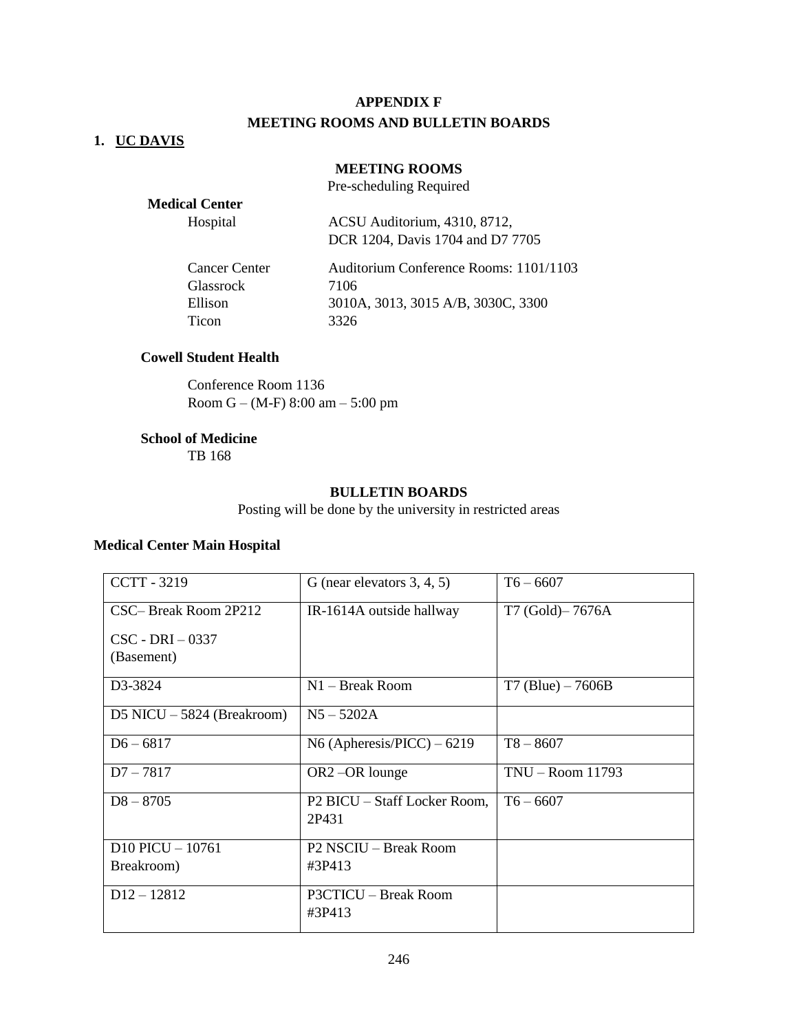# APPENDIX F

# MEETING ROOMS AND BULLETIN BOARDS

## 1. UC DAVIS

### MEETING ROOMS

Pre-scheduling Required

**Medical Center**

Hospital — ACSU Auditorium, 4310, 8712, DCR 1204, Davis 1704 and D7 7705

Cancer Center — Auditorium Conference Rooms: 1101/1103

Glassrock — 7106

Ellison — 3010A, 3013, 3015 A/B, 3030C, 3300

Ticon — 3326

**Cowell Student Health**

Conference Room 1136

Room G – (M-F) 8:00 am – 5:00 pm

**School of Medicine**

TB 168

### BULLETIN BOARDS

Posting will be done by the university in restricted areas

**Medical Center Main Hospital**

| | | |
|---|---|---|
| CCTT - 3219 | G (near elevators 3, 4, 5) | T6 – 6607 |
| CSC– Break Room 2P212<br>CSC - DRI – 0337 (Basement) | IR-1614A outside hallway | T7 (Gold)– 7676A |
| D3-3824 | N1 – Break Room | T7 (Blue) – 7606B |
| D5 NICU – 5824 (Breakroom) | N5 – 5202A | |
| D6 – 6817 | N6 (Apheresis/PICC) – 6219 | T8 – 8607 |
| D7 – 7817 | OR2 –OR lounge | TNU – Room 11793 |
| D8 – 8705 | P2 BICU – Staff Locker Room, 2P431 | T6 – 6607 |
| D10 PICU – 10761 Breakroom) | P2 NSCIU – Break Room #3P413 | |
| D12 – 12812 | P3CTICU – Break Room #3P413 | |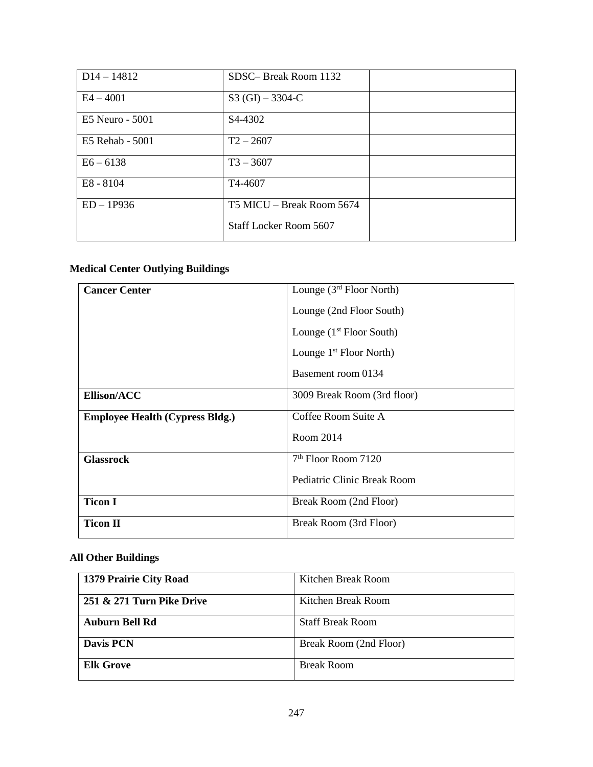| D14 – 14812 | SDSC– Break Room 1132 | |
|---|---|---|
| E4 – 4001 | S3 (GI) – 3304-C | |
| E5 Neuro - 5001 | S4-4302 | |
| E5 Rehab - 5001 | T2 – 2607 | |
| E6 – 6138 | T3 – 3607 | |
| E8 - 8104 | T4-4607 | |
| ED – 1P936 | T5 MICU – Break Room 5674<br>Staff Locker Room 5607 | |

**Medical Center Outlying Buildings**

| **Cancer Center** | Lounge (3rd Floor North)<br>Lounge (2nd Floor South)<br>Lounge (1st Floor South)<br>Lounge 1st Floor North)<br>Basement room 0134 |
|---|---|
| **Ellison/ACC** | 3009 Break Room (3rd floor) |
| **Employee Health (Cypress Bldg.)** | Coffee Room Suite A<br>Room 2014 |
| **Glassrock** | 7th Floor Room 7120<br>Pediatric Clinic Break Room |
| **Ticon I** | Break Room (2nd Floor) |
| **Ticon II** | Break Room (3rd Floor) |

**All Other Buildings**

| **1379 Prairie City Road** | Kitchen Break Room |
|---|---|
| **251 & 271 Turn Pike Drive** | Kitchen Break Room |
| **Auburn Bell Rd** | Staff Break Room |
| **Davis PCN** | Break Room (2nd Floor) |
| **Elk Grove** | Break Room |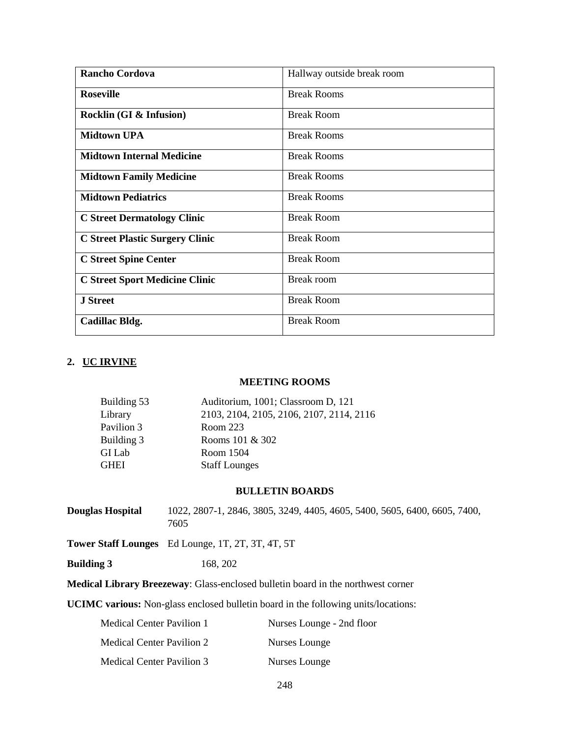| Rancho Cordova | Hallway outside break room |
| --- | --- |
| **Roseville** | Break Rooms |
| **Rocklin (GI & Infusion)** | Break Room |
| **Midtown UPA** | Break Rooms |
| **Midtown Internal Medicine** | Break Rooms |
| **Midtown Family Medicine** | Break Rooms |
| **Midtown Pediatrics** | Break Rooms |
| **C Street Dermatology Clinic** | Break Room |
| **C Street Plastic Surgery Clinic** | Break Room |
| **C Street Spine Center** | Break Room |
| **C Street Sport Medicine Clinic** | Break room |
| **J Street** | Break Room |
| **Cadillac Bldg.** | Break Room |

## 2. UC IRVINE

### MEETING ROOMS

| | |
| --- | --- |
| Building 53 | Auditorium, 1001; Classroom D, 121 |
| Library | 2103, 2104, 2105, 2106, 2107, 2114, 2116 |
| Pavilion 3 | Room 223 |
| Building 3 | Rooms 101 & 302 |
| GI Lab | Room 1504 |
| GHEI | Staff Lounges |

### BULLETIN BOARDS

**Douglas Hospital** 1022, 2807-1, 2846, 3805, 3249, 4405, 4605, 5400, 5605, 6400, 6605, 7400, 7605

**Tower Staff Lounges** Ed Lounge, 1T, 2T, 3T, 4T, 5T

**Building 3** 168, 202

**Medical Library Breezeway**: Glass-enclosed bulletin board in the northwest corner

**UCIMC various:** Non-glass enclosed bulletin board in the following units/locations:

| | |
| --- | --- |
| Medical Center Pavilion 1 | Nurses Lounge - 2nd floor |
| Medical Center Pavilion 2 | Nurses Lounge |
| Medical Center Pavilion 3 | Nurses Lounge |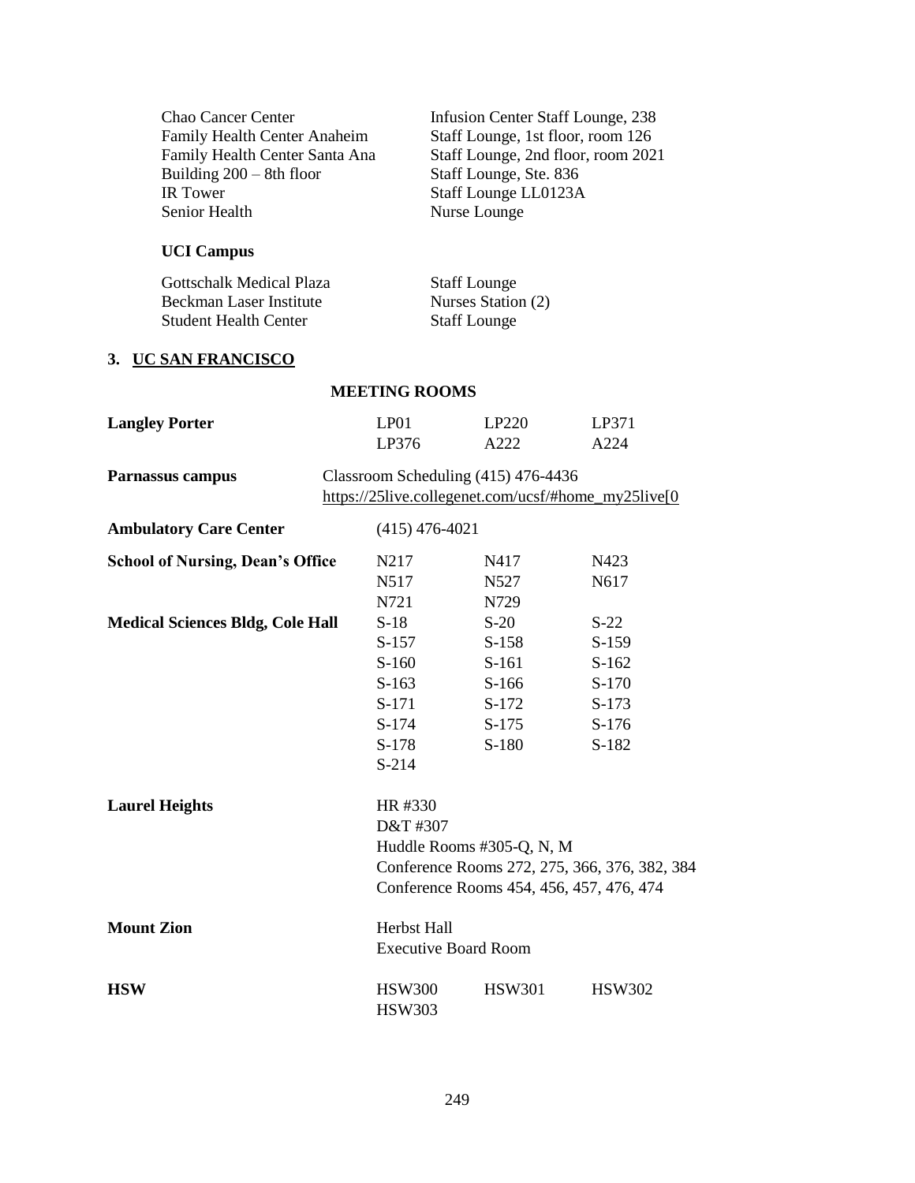| | |
|---|---|
| Chao Cancer Center | Infusion Center Staff Lounge, 238 |
| Family Health Center Anaheim | Staff Lounge, 1st floor, room 126 |
| Family Health Center Santa Ana | Staff Lounge, 2nd floor, room 2021 |
| Building 200 – 8th floor | Staff Lounge, Ste. 836 |
| IR Tower | Staff Lounge LL0123A |
| Senior Health | Nurse Lounge |

**UCI Campus**

| | |
|---|---|
| Gottschalk Medical Plaza | Staff Lounge |
| Beckman Laser Institute | Nurses Station (2) |
| Student Health Center | Staff Lounge |

### 3. UC SAN FRANCISCO

**MEETING ROOMS**

| | | | |
|---|---|---|---|
| **Langley Porter** | LP01 | LP220 | LP371 |
| | LP376 | A222 | A224 |
| **Parnassus campus** | Classroom Scheduling (415) 476-4436 https://25live.collegenet.com/ucsf/#home_my25live[0 | | |
| **Ambulatory Care Center** | (415) 476-4021 | | |
| **School of Nursing, Dean's Office** | N217 | N417 | N423 |
| | N517 | N527 | N617 |
| | N721 | N729 | |
| **Medical Sciences Bldg, Cole Hall** | S-18 | S-20 | S-22 |
| | S-157 | S-158 | S-159 |
| | S-160 | S-161 | S-162 |
| | S-163 | S-166 | S-170 |
| | S-171 | S-172 | S-173 |
| | S-174 | S-175 | S-176 |
| | S-178 | S-180 | S-182 |
| | S-214 | | |
| **Laurel Heights** | HR #330 | | |
| | D&T #307 | | |
| | Huddle Rooms #305-Q, N, M | | |
| | Conference Rooms 272, 275, 366, 376, 382, 384 | | |
| | Conference Rooms 454, 456, 457, 476, 474 | | |
| **Mount Zion** | Herbst Hall | | |
| | Executive Board Room | | |
| **HSW** | HSW300 | HSW301 | HSW302 |
| | HSW303 | | |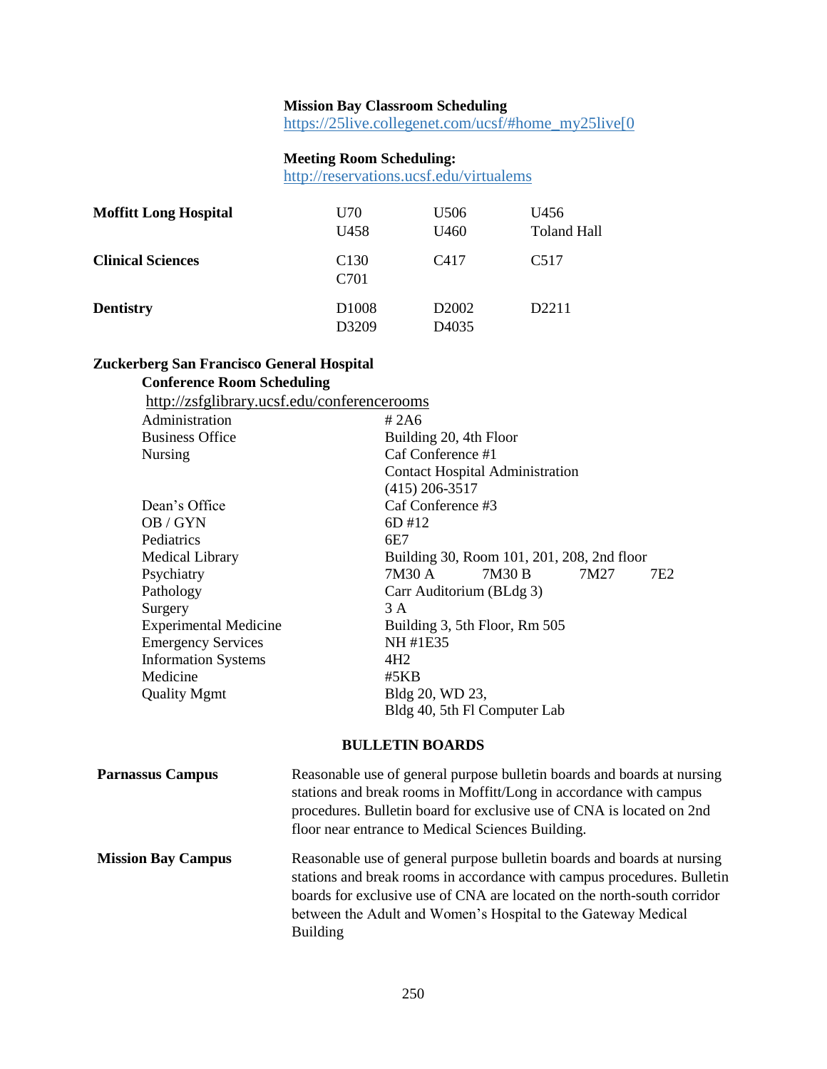**Mission Bay Classroom Scheduling**
https://25live.collegenet.com/ucsf/#home_my25live[0

**Meeting Room Scheduling:**
http://reservations.ucsf.edu/virtualems

| | | | |
|---|---|---|---|
| **Moffitt Long Hospital** | U70 | U506 | U456 |
| | U458 | U460 | Toland Hall |
| **Clinical Sciences** | C130 | C417 | C517 |
| | C701 | | |
| **Dentistry** | D1008 | D2002 | D2211 |
| | D3209 | D4035 | |

**Zuckerberg San Francisco General Hospital**

**Conference Room Scheduling**

http://zsfglibrary.ucsf.edu/conferencerooms

| | |
|---|---|
| Administration | # 2A6 |
| Business Office | Building 20, 4th Floor |
| Nursing | Caf Conference #1 |
| | Contact Hospital Administration |
| | (415) 206-3517 |
| Dean's Office | Caf Conference #3 |
| OB / GYN | 6D #12 |
| Pediatrics | 6E7 |
| Medical Library | Building 30, Room 101, 201, 208, 2nd floor |
| Psychiatry | 7M30 A    7M30 B    7M27    7E2 |
| Pathology | Carr Auditorium (BLdg 3) |
| Surgery | 3 A |
| Experimental Medicine | Building 3, 5th Floor, Rm 505 |
| Emergency Services | NH #1E35 |
| Information Systems | 4H2 |
| Medicine | #5KB |
| Quality Mgmt | Bldg 20, WD 23, |
| | Bldg 40, 5th Fl Computer Lab |

## BULLETIN BOARDS

**Parnassus Campus**

Reasonable use of general purpose bulletin boards and boards at nursing stations and break rooms in Moffitt/Long in accordance with campus procedures. Bulletin board for exclusive use of CNA is located on 2nd floor near entrance to Medical Sciences Building.

**Mission Bay Campus**

Reasonable use of general purpose bulletin boards and boards at nursing stations and break rooms in accordance with campus procedures. Bulletin boards for exclusive use of CNA are located on the north-south corridor between the Adult and Women's Hospital to the Gateway Medical Building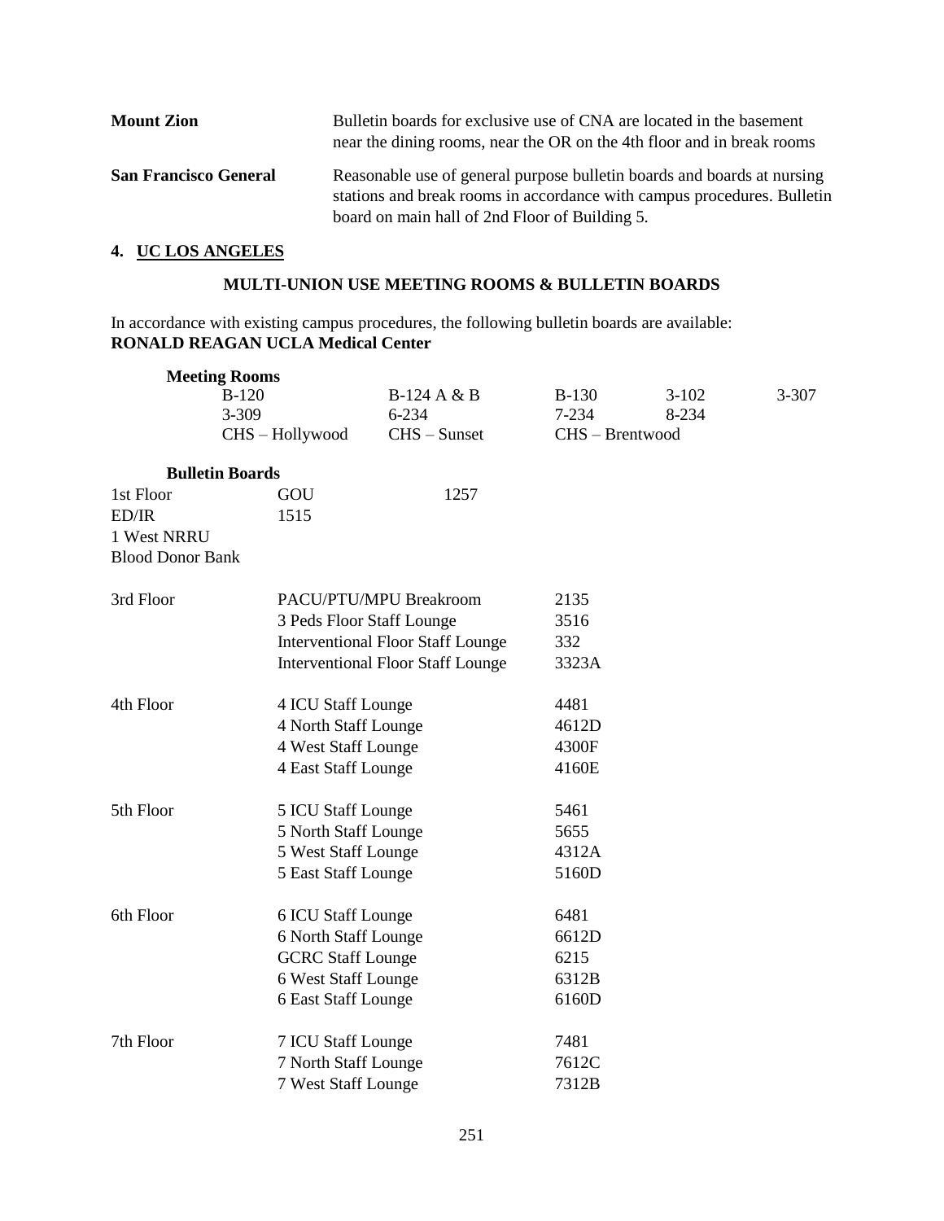**Mount Zion** — Bulletin boards for exclusive use of CNA are located in the basement near the dining rooms, near the OR on the 4th floor and in break rooms

**San Francisco General** — Reasonable use of general purpose bulletin boards and boards at nursing stations and break rooms in accordance with campus procedures. Bulletin board on main hall of 2nd Floor of Building 5.

## 4. UC LOS ANGELES

### MULTI-UNION USE MEETING ROOMS & BULLETIN BOARDS

In accordance with existing campus procedures, the following bulletin boards are available:
**RONALD REAGAN UCLA Medical Center**

**Meeting Rooms**

| | | | | |
|---|---|---|---|---|
| B-120 | B-124 A & B | B-130 | 3-102 | 3-307 |
| 3-309 | 6-234 | 7-234 | 8-234 | |
| CHS – Hollywood | CHS – Sunset | CHS – Brentwood | | |

**Bulletin Boards**

| | | |
|---|---|---|
| 1st Floor | GOU | 1257 |
| ED/IR | 1515 | |
| 1 West NRRU | | |
| Blood Donor Bank | | |
| 3rd Floor | PACU/PTU/MPU Breakroom | 2135 |
| | 3 Peds Floor Staff Lounge | 3516 |
| | Interventional Floor Staff Lounge | 332 |
| | Interventional Floor Staff Lounge | 3323A |
| 4th Floor | 4 ICU Staff Lounge | 4481 |
| | 4 North Staff Lounge | 4612D |
| | 4 West Staff Lounge | 4300F |
| | 4 East Staff Lounge | 4160E |
| 5th Floor | 5 ICU Staff Lounge | 5461 |
| | 5 North Staff Lounge | 5655 |
| | 5 West Staff Lounge | 4312A |
| | 5 East Staff Lounge | 5160D |
| 6th Floor | 6 ICU Staff Lounge | 6481 |
| | 6 North Staff Lounge | 6612D |
| | GCRC Staff Lounge | 6215 |
| | 6 West Staff Lounge | 6312B |
| | 6 East Staff Lounge | 6160D |
| 7th Floor | 7 ICU Staff Lounge | 7481 |
| | 7 North Staff Lounge | 7612C |
| | 7 West Staff Lounge | 7312B |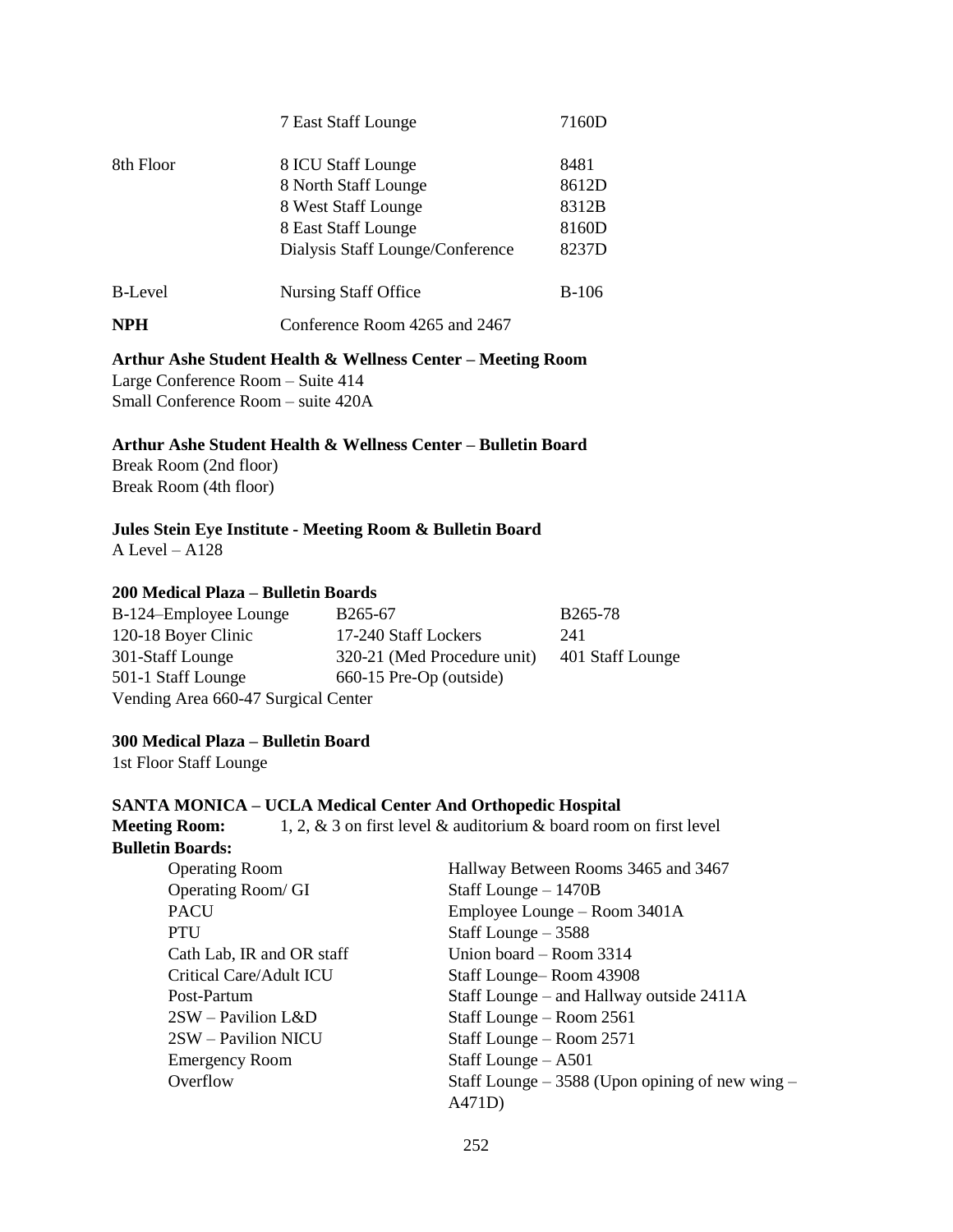| | | |
|---|---|---|
| | 7 East Staff Lounge | 7160D |
| 8th Floor | 8 ICU Staff Lounge | 8481 |
| | 8 North Staff Lounge | 8612D |
| | 8 West Staff Lounge | 8312B |
| | 8 East Staff Lounge | 8160D |
| | Dialysis Staff Lounge/Conference | 8237D |
| B-Level | Nursing Staff Office | B-106 |
| **NPH** | Conference Room 4265 and 2467 | |

**Arthur Ashe Student Health & Wellness Center – Meeting Room**
Large Conference Room – Suite 414
Small Conference Room – suite 420A

**Arthur Ashe Student Health & Wellness Center – Bulletin Board**
Break Room (2nd floor)
Break Room (4th floor)

**Jules Stein Eye Institute - Meeting Room & Bulletin Board**
A Level – A128

**200 Medical Plaza – Bulletin Boards**

| | | |
|---|---|---|
| B-124–Employee Lounge | B265-67 | B265-78 |
| 120-18 Boyer Clinic | 17-240 Staff Lockers | 241 |
| 301-Staff Lounge | 320-21 (Med Procedure unit) | 401 Staff Lounge |
| 501-1 Staff Lounge | 660-15 Pre-Op (outside) | |
| Vending Area 660-47 Surgical Center | | |

**300 Medical Plaza – Bulletin Board**
1st Floor Staff Lounge

**SANTA MONICA – UCLA Medical Center And Orthopedic Hospital**
**Meeting Room:** 1, 2, & 3 on first level & auditorium & board room on first level
**Bulletin Boards:**

| | |
|---|---|
| Operating Room | Hallway Between Rooms 3465 and 3467 |
| Operating Room/ GI | Staff Lounge – 1470B |
| PACU | Employee Lounge – Room 3401A |
| PTU | Staff Lounge – 3588 |
| Cath Lab, IR and OR staff | Union board – Room 3314 |
| Critical Care/Adult ICU | Staff Lounge– Room 43908 |
| Post-Partum | Staff Lounge – and Hallway outside 2411A |
| 2SW – Pavilion L&D | Staff Lounge – Room 2561 |
| 2SW – Pavilion NICU | Staff Lounge – Room 2571 |
| Emergency Room | Staff Lounge – A501 |
| Overflow | Staff Lounge – 3588 (Upon opining of new wing – A471D) |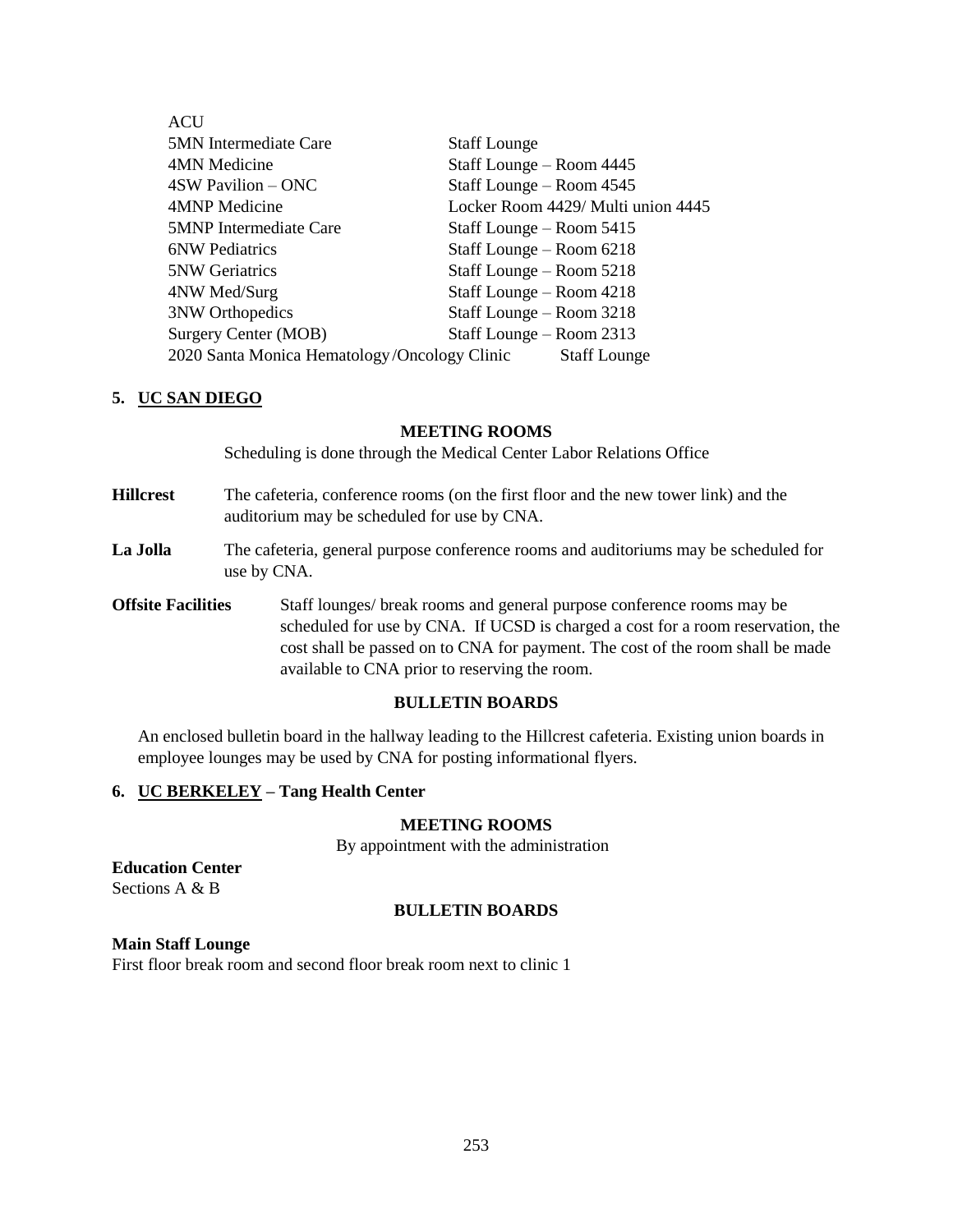| ACU | |
|---|---|
| 5MN Intermediate Care | Staff Lounge |
| 4MN Medicine | Staff Lounge – Room 4445 |
| 4SW Pavilion – ONC | Staff Lounge – Room 4545 |
| 4MNP Medicine | Locker Room 4429/ Multi union 4445 |
| 5MNP Intermediate Care | Staff Lounge – Room 5415 |
| 6NW Pediatrics | Staff Lounge – Room 6218 |
| 5NW Geriatrics | Staff Lounge – Room 5218 |
| 4NW Med/Surg | Staff Lounge – Room 4218 |
| 3NW Orthopedics | Staff Lounge – Room 3218 |
| Surgery Center (MOB) | Staff Lounge – Room 2313 |
| 2020 Santa Monica Hematology/Oncology Clinic | Staff Lounge |

**5. UC SAN DIEGO**

**MEETING ROOMS**

Scheduling is done through the Medical Center Labor Relations Office

**Hillcrest** The cafeteria, conference rooms (on the first floor and the new tower link) and the auditorium may be scheduled for use by CNA.

**La Jolla** The cafeteria, general purpose conference rooms and auditoriums may be scheduled for use by CNA.

**Offsite Facilities** Staff lounges/ break rooms and general purpose conference rooms may be scheduled for use by CNA. If UCSD is charged a cost for a room reservation, the cost shall be passed on to CNA for payment. The cost of the room shall be made available to CNA prior to reserving the room.

**BULLETIN BOARDS**

An enclosed bulletin board in the hallway leading to the Hillcrest cafeteria. Existing union boards in employee lounges may be used by CNA for posting informational flyers.

**6. UC BERKELEY – Tang Health Center**

**MEETING ROOMS**

By appointment with the administration

**Education Center**
Sections A & B

**BULLETIN BOARDS**

**Main Staff Lounge**
First floor break room and second floor break room next to clinic 1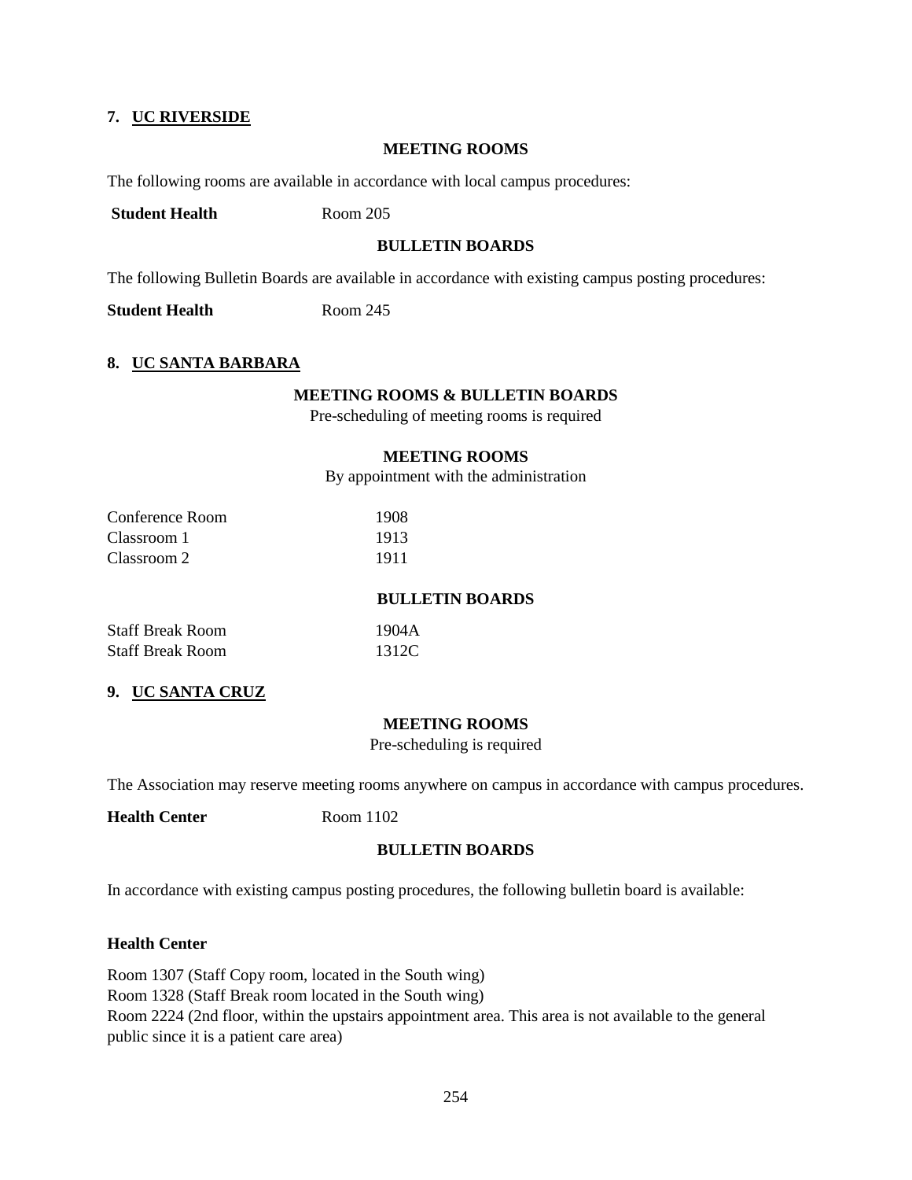## 7. UC RIVERSIDE

### MEETING ROOMS

The following rooms are available in accordance with local campus procedures:

**Student Health** Room 205

### BULLETIN BOARDS

The following Bulletin Boards are available in accordance with existing campus posting procedures:

**Student Health** Room 245

## 8. UC SANTA BARBARA

### MEETING ROOMS & BULLETIN BOARDS

Pre-scheduling of meeting rooms is required

### MEETING ROOMS

By appointment with the administration

| | |
|---|---|
| Conference Room | 1908 |
| Classroom 1 | 1913 |
| Classroom 2 | 1911 |

### BULLETIN BOARDS

| | |
|---|---|
| Staff Break Room | 1904A |
| Staff Break Room | 1312C |

## 9. UC SANTA CRUZ

### MEETING ROOMS

Pre-scheduling is required

The Association may reserve meeting rooms anywhere on campus in accordance with campus procedures.

**Health Center** Room 1102

### BULLETIN BOARDS

In accordance with existing campus posting procedures, the following bulletin board is available:

**Health Center**

Room 1307 (Staff Copy room, located in the South wing)
Room 1328 (Staff Break room located in the South wing)
Room 2224 (2nd floor, within the upstairs appointment area. This area is not available to the general public since it is a patient care area)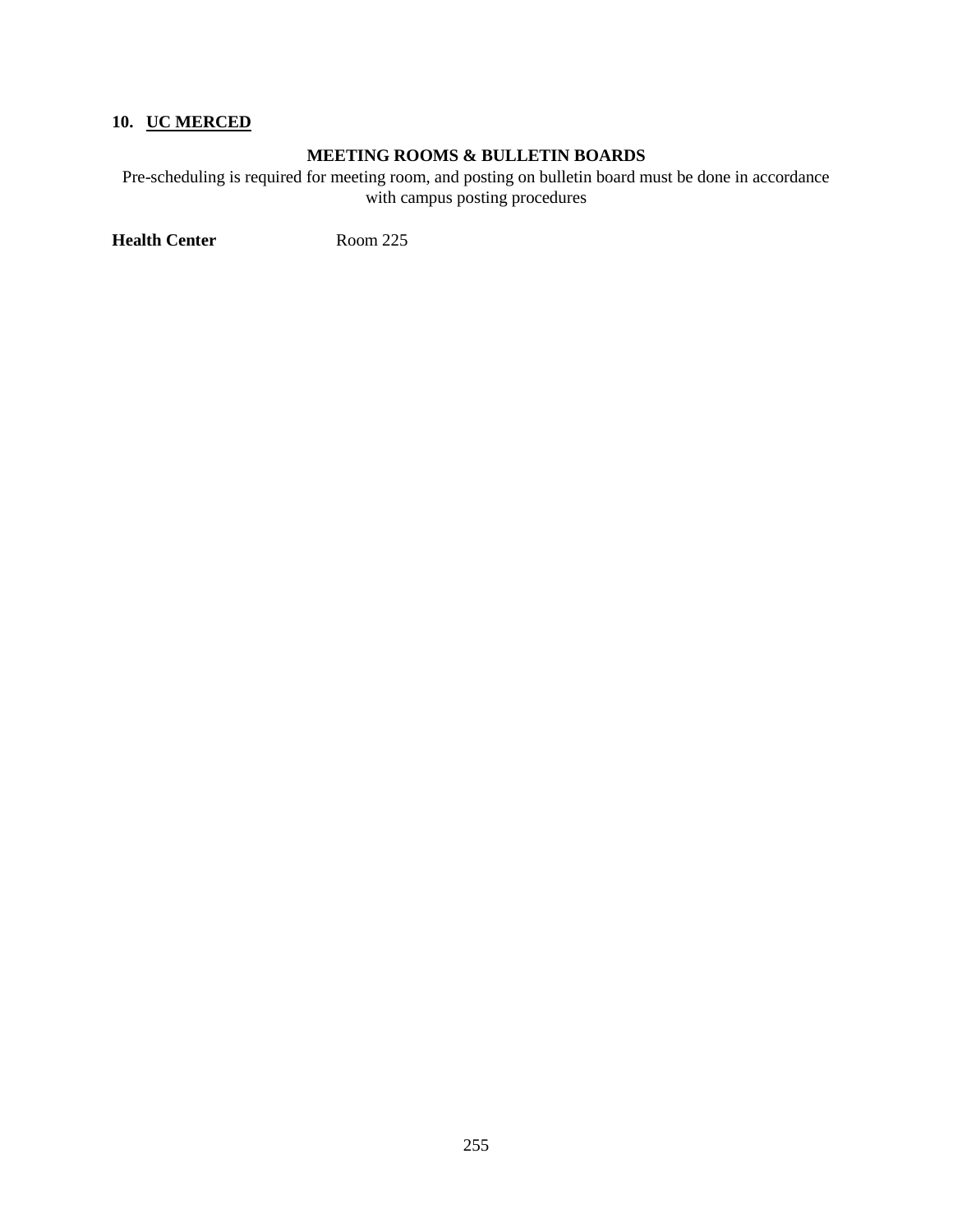## 10. UC MERCED

### MEETING ROOMS & BULLETIN BOARDS

Pre-scheduling is required for meeting room, and posting on bulletin board must be done in accordance with campus posting procedures

**Health Center** Room 225